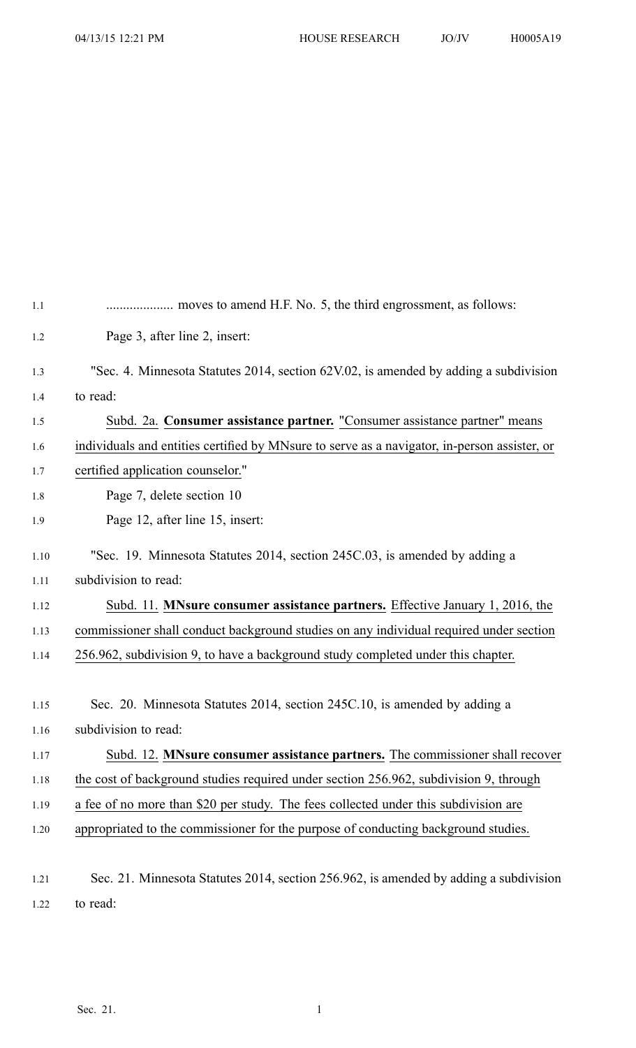.................... moves to amend H.F. No. 5, the third engrossment, as follows:

Page 3, after line 2, insert:

"Sec. 4. Minnesota Statutes 2014, section 62V.02, is amended by adding a subdivision to read:

Subd. 2a. **Consumer assistance partner.** "Consumer assistance partner" means individuals and entities certified by MNsure to serve as a navigator, in-person assister, or certified application counselor."

Page 7, delete section 10

Page 12, after line 15, insert:

"Sec. 19. Minnesota Statutes 2014, section 245C.03, is amended by adding a subdivision to read:

Subd. 11. **MNsure consumer assistance partners.** Effective January 1, 2016, the commissioner shall conduct background studies on any individual required under section 256.962, subdivision 9, to have a background study completed under this chapter.

Sec. 20. Minnesota Statutes 2014, section 245C.10, is amended by adding a subdivision to read:

Subd. 12. **MNsure consumer assistance partners.** The commissioner shall recover the cost of background studies required under section 256.962, subdivision 9, through a fee of no more than $20 per study. The fees collected under this subdivision are appropriated to the commissioner for the purpose of conducting background studies.

Sec. 21. Minnesota Statutes 2014, section 256.962, is amended by adding a subdivision to read: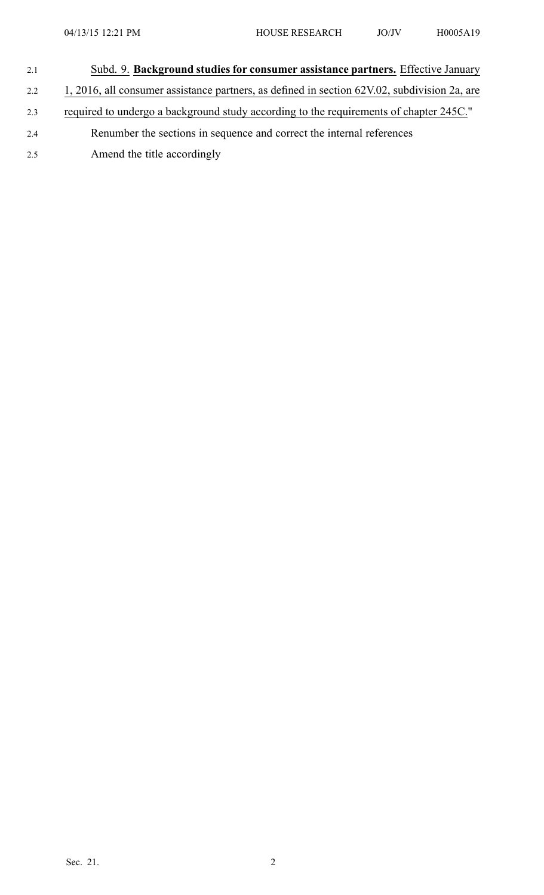Subd. 9. **Background studies for consumer assistance partners.** Effective January 1, 2016, all consumer assistance partners, as defined in section 62V.02, subdivision 2a, are required to undergo a background study according to the requirements of chapter 245C."

Renumber the sections in sequence and correct the internal references

Amend the title accordingly